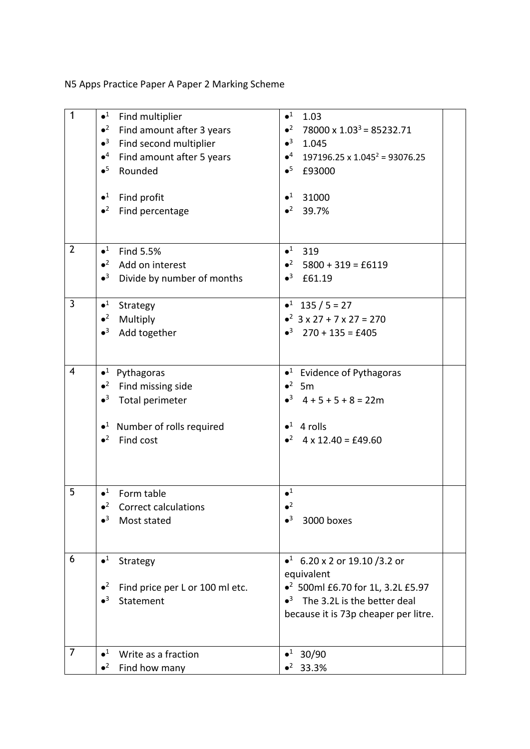N5 Apps Practice Paper A Paper 2 Marking Scheme

| | | | |
|---|---|---|---|
| 1 | •1 Find multiplier<br>•2 Find amount after 3 years<br>•3 Find second multiplier<br>•4 Find amount after 5 years<br>•5 Rounded<br><br>•1 Find profit<br>•2 Find percentage | •1 1.03<br>•2 $78000 \times 1.03^3 = 85232.71$<br>•3 1.045<br>•4 $197196.25 \times 1.045^2 = 93076.25$<br>•5 £93000<br><br>•1 31000<br>•2 39.7% | |
| 2 | •1 Find 5.5%<br>•2 Add on interest<br>•3 Divide by number of months | •1 319<br>•2 5800 + 319 = £6119<br>•3 £61.19 | |
| 3 | •1 Strategy<br>•2 Multiply<br>•3 Add together | •1 135 / 5 = 27<br>•2 3 x 27 + 7 x 27 = 270<br>•3 270 + 135 = £405 | |
| 4 | •1 Pythagoras<br>•2 Find missing side<br>•3 Total perimeter<br><br>•1 Number of rolls required<br>•2 Find cost | •1 Evidence of Pythagoras<br>•2 5m<br>•3 4 + 5 + 5 + 8 = 22m<br><br>•1 4 rolls<br>•2 4 x 12.40 = £49.60 | |
| 5 | •1 Form table<br>•2 Correct calculations<br>•3 Most stated | •1<br>•2<br>•3 3000 boxes | |
| 6 | •1 Strategy<br><br>•2 Find price per L or 100 ml etc.<br>•3 Statement | •1 6.20 x 2 or 19.10 /3.2 or equivalent<br>•2 500ml £6.70 for 1L, 3.2L £5.97<br>•3 The 3.2L is the better deal because it is 73p cheaper per litre. | |
| 7 | •1 Write as a fraction<br>•2 Find how many | •1 30/90<br>•2 33.3% | |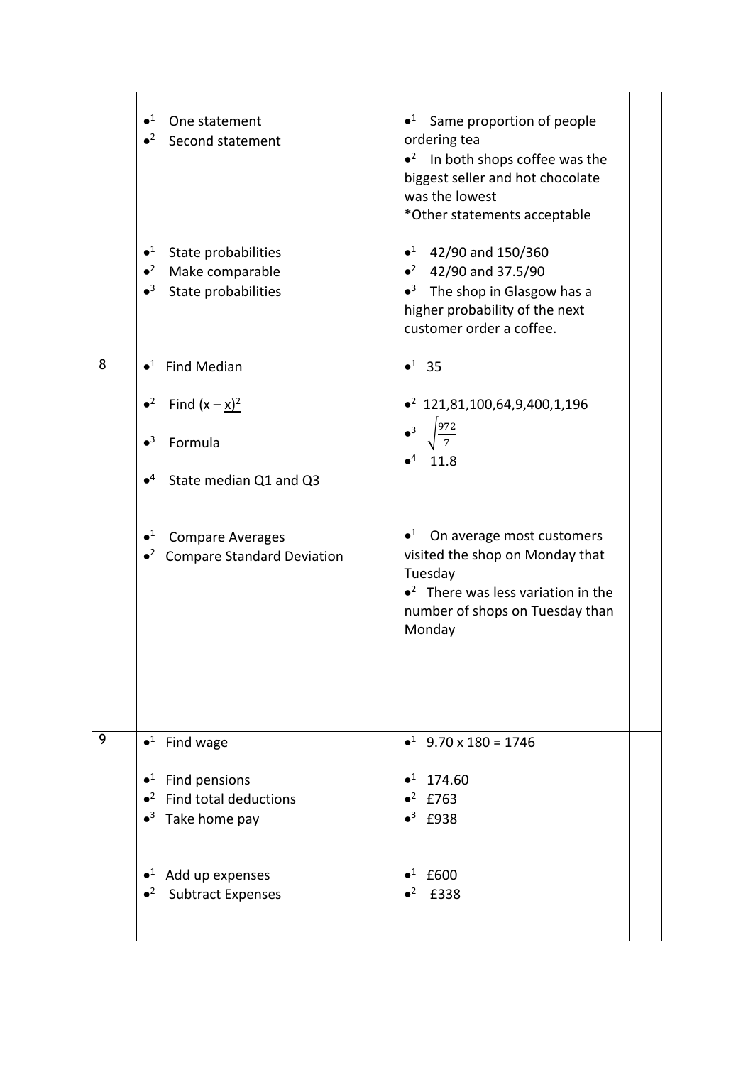| | | | |
|---|---|---|---|
| | •[1] One statement<br>•[2] Second statement | •[1] Same proportion of people ordering tea<br>•[2] In both shops coffee was the biggest seller and hot chocolate was the lowest<br>*Other statements acceptable | |
| | •[1] State probabilities<br>•[2] Make comparable<br>•[3] State probabilities | •[1] 42/90 and 150/360<br>•[2] 42/90 and 37.5/90<br>•[3] The shop in Glasgow has a higher probability of the next customer order a coffee. | |
| 8 | •[1] Find Median<br>•[2] Find $(x - \underline{x})^2$<br>•[3] Formula<br>•[4] State median Q1 and Q3 | •[1] 35<br>•[2] 121,81,100,64,9,400,1,196<br>•[3] $\sqrt{\frac{972}{7}}$<br>•[4] 11.8 | |
| | •[1] Compare Averages<br>•[2] Compare Standard Deviation | •[1] On average most customers visited the shop on Monday that Tuesday<br>•[2] There was less variation in the number of shops on Tuesday than Monday | |
| 9 | •[1] Find wage | •[1] 9.70 x 180 = 1746 | |
| | •[1] Find pensions<br>•[2] Find total deductions<br>•[3] Take home pay | •[1] 174.60<br>•[2] £763<br>•[3] £938 | |
| | •[1] Add up expenses<br>•[2] Subtract Expenses | •[1] £600<br>•[2] £338 | |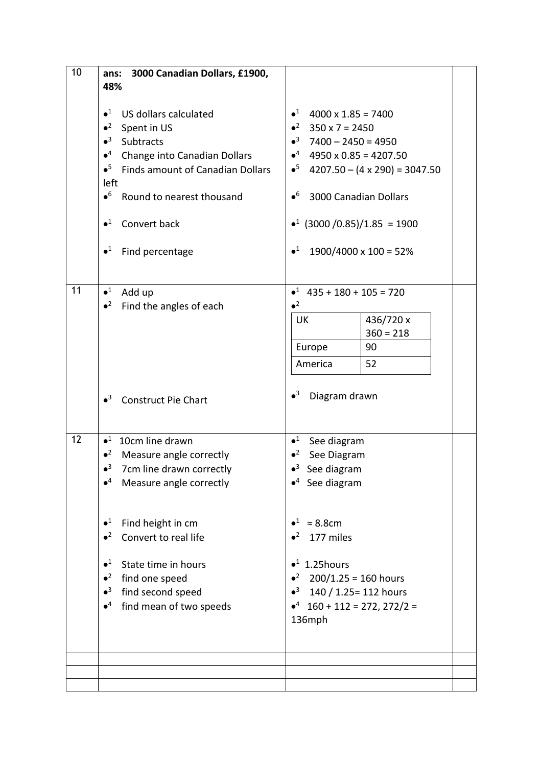| | | | |
|---|---|---|---|
| 10 | **ans: 3000 Canadian Dollars, £1900, 48%**<br><br>•[1] US dollars calculated<br>•[2] Spent in US<br>•[3] Subtracts<br>•[4] Change into Canadian Dollars<br>•[5] Finds amount of Canadian Dollars left<br>•[6] Round to nearest thousand<br><br>•[1] Convert back<br><br>•[1] Find percentage | •[1] 4000 x 1.85 = 7400<br>•[2] 350 x 7 = 2450<br>•[3] 7400 – 2450 = 4950<br>•[4] 4950 x 0.85 = 4207.50<br>•[5] 4207.50 – (4 x 290) = 3047.50<br><br>•[6] 3000 Canadian Dollars<br><br>•[1] (3000 /0.85)/1.85 = 1900<br><br>•[1] 1900/4000 x 100 = 52% | |
| 11 | •[1] Add up<br>•[2] Find the angles of each<br><br><br><br><br>•[3] Construct Pie Chart | •[1] 435 + 180 + 105 = 720<br>•[2]<br>UK: 436/720 x 360 = 218<br>Europe: 90<br>America: 52<br><br>•[3] Diagram drawn | |
| 12 | •[1] 10cm line drawn<br>•[2] Measure angle correctly<br>•[3] 7cm line drawn correctly<br>•[4] Measure angle correctly<br><br>•[1] Find height in cm<br>•[2] Convert to real life<br><br>•[1] State time in hours<br>•[2] find one speed<br>•[3] find second speed<br>•[4] find mean of two speeds | •[1] See diagram<br>•[2] See Diagram<br>•[3] See diagram<br>•[4] See diagram<br><br>•[1] ≈ 8.8cm<br>•[2] 177 miles<br><br>•[1] 1.25hours<br>•[2] 200/1.25 = 160 hours<br>•[3] 140 / 1.25= 112 hours<br>•[4] 160 + 112 = 272, 272/2 = 136mph | |
| | | | |
| | | | |
| | | | |